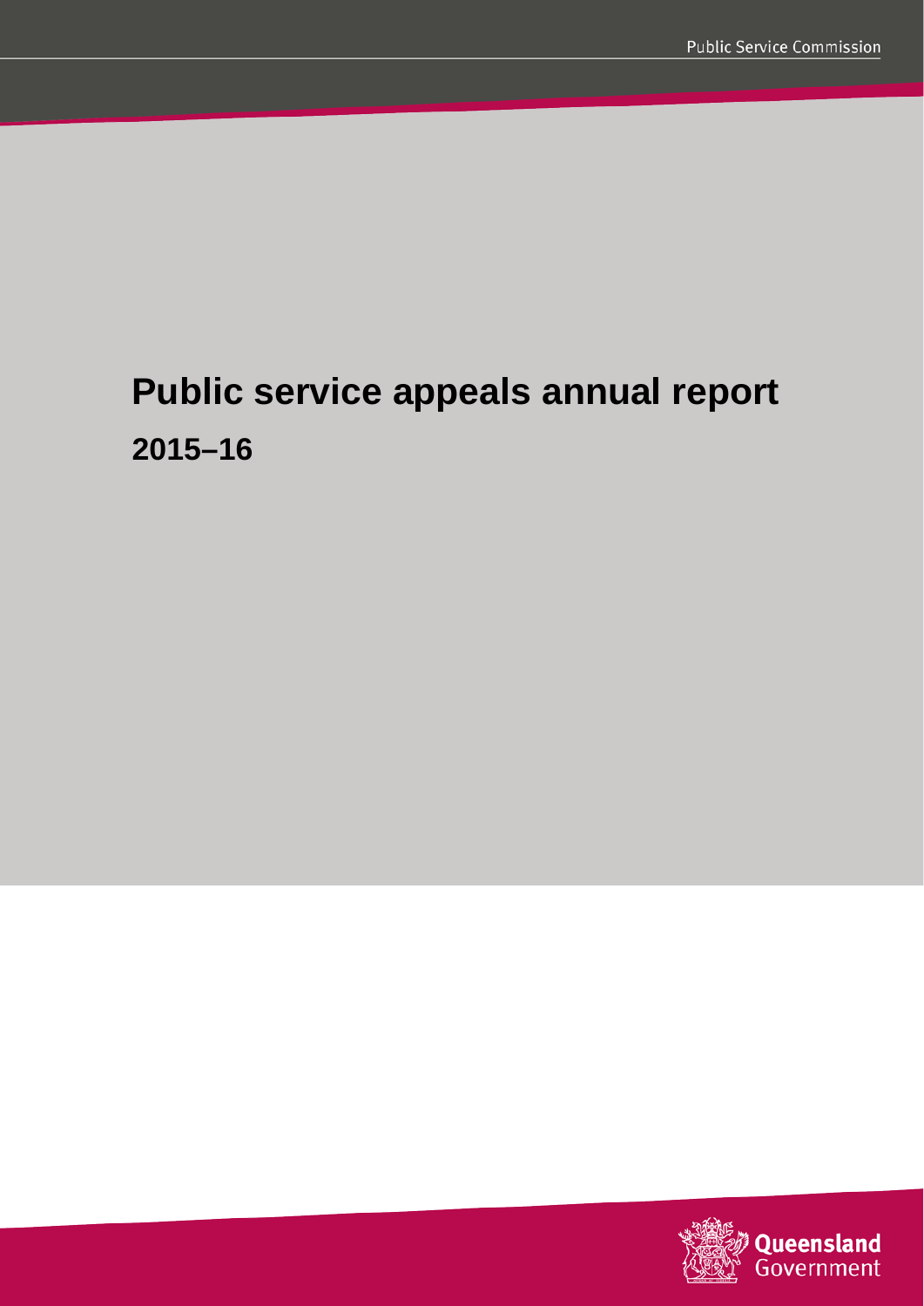Public Service Commission

# Public service appeals annual report

## 2015–16

Queensland Government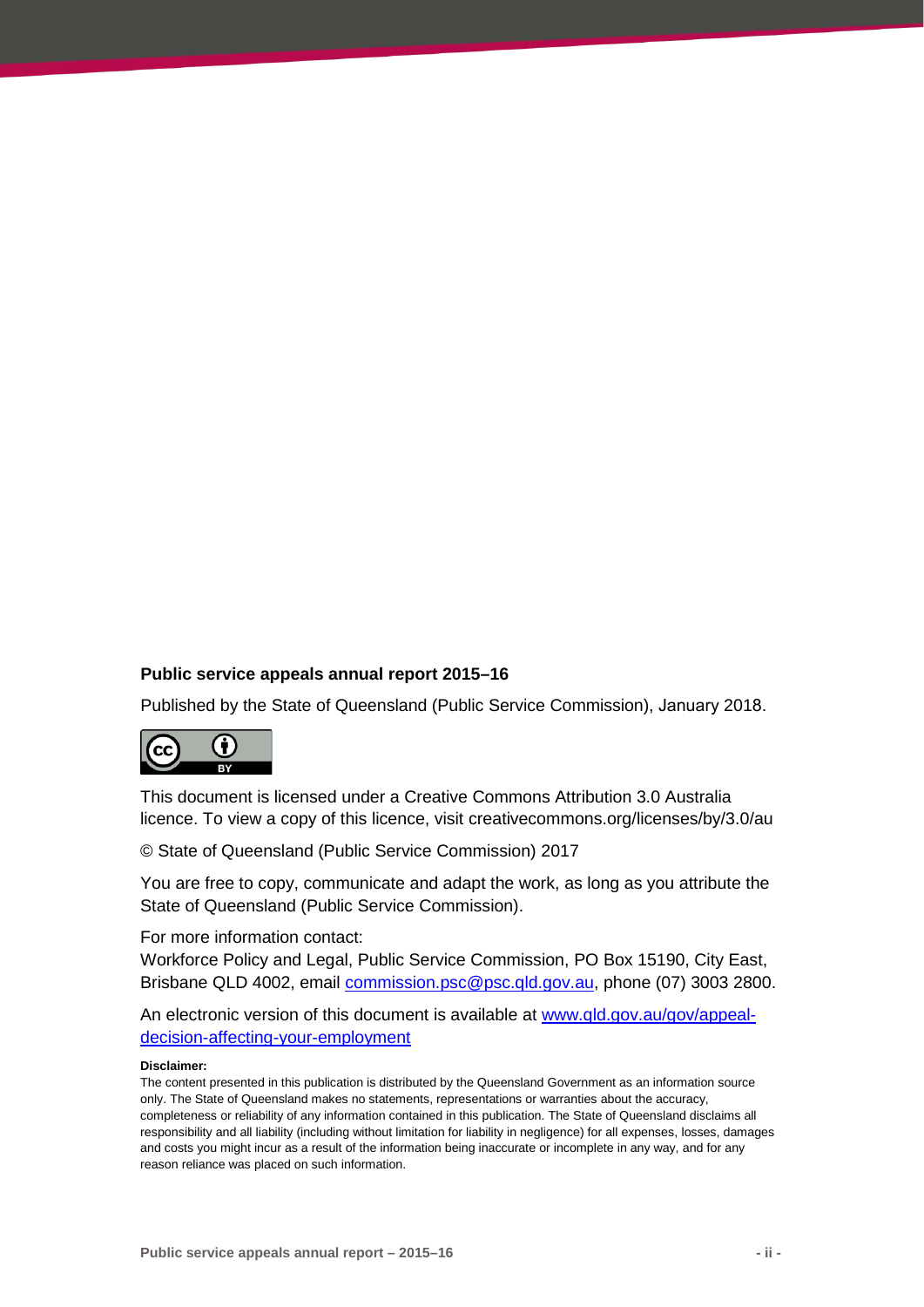**Public service appeals annual report 2015–16**

Published by the State of Queensland (Public Service Commission), January 2018.

This document is licensed under a Creative Commons Attribution 3.0 Australia licence. To view a copy of this licence, visit creativecommons.org/licenses/by/3.0/au

© State of Queensland (Public Service Commission) 2017

You are free to copy, communicate and adapt the work, as long as you attribute the State of Queensland (Public Service Commission).

For more information contact:
Workforce Policy and Legal, Public Service Commission, PO Box 15190, City East, Brisbane QLD 4002, email [commission.psc@psc.qld.gov.au](mailto:commission.psc@psc.qld.gov.au), phone (07) 3003 2800.

An electronic version of this document is available at [www.qld.gov.au/gov/appeal-decision-affecting-your-employment](http://www.qld.gov.au/gov/appeal-decision-affecting-your-employment)

**Disclaimer:**
The content presented in this publication is distributed by the Queensland Government as an information source only. The State of Queensland makes no statements, representations or warranties about the accuracy, completeness or reliability of any information contained in this publication. The State of Queensland disclaims all responsibility and all liability (including without limitation for liability in negligence) for all expenses, losses, damages and costs you might incur as a result of the information being inaccurate or incomplete in any way, and for any reason reliance was placed on such information.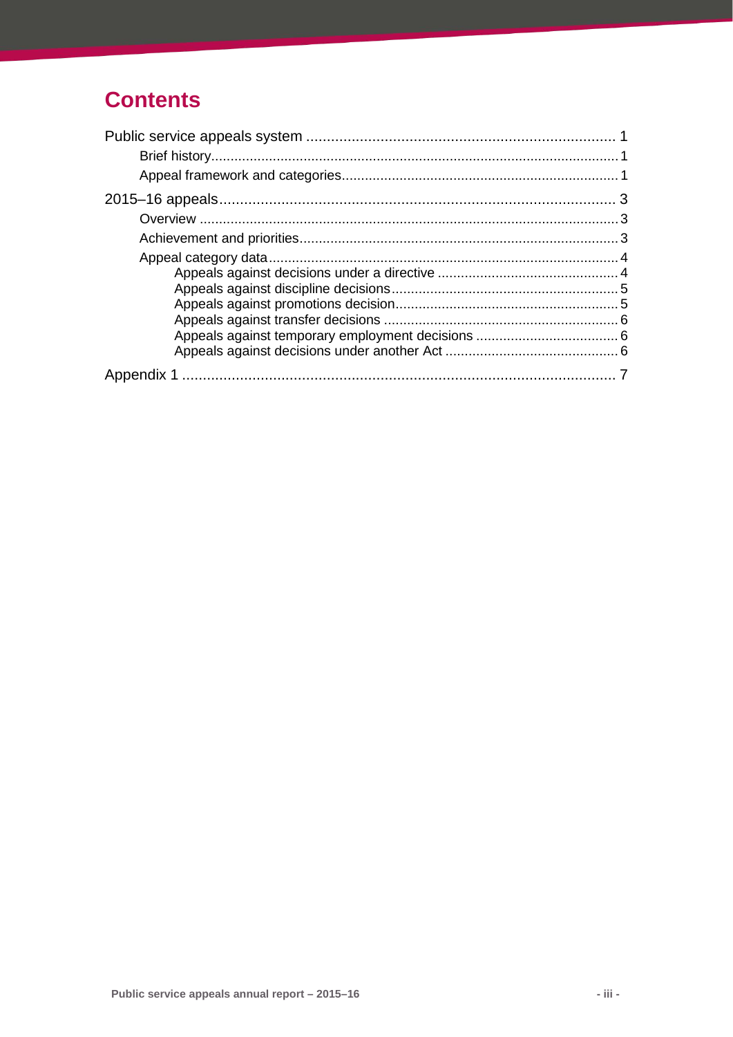# Contents

Public service appeals system ........................................................................... 1
  Brief history........................................................................................................... 1
  Appeal framework and categories........................................................................ 1

2015–16 appeals................................................................................................. 3
  Overview ............................................................................................................... 3
  Achievement and priorities.................................................................................... 3
  Appeal category data............................................................................................. 4
    Appeals against decisions under a directive ................................................ 4
    Appeals against discipline decisions............................................................ 5
    Appeals against promotions decision............................................................ 5
    Appeals against transfer decisions .............................................................. 6
    Appeals against temporary employment decisions ...................................... 6
    Appeals against decisions under another Act ............................................... 6

Appendix 1 .......................................................................................................... 7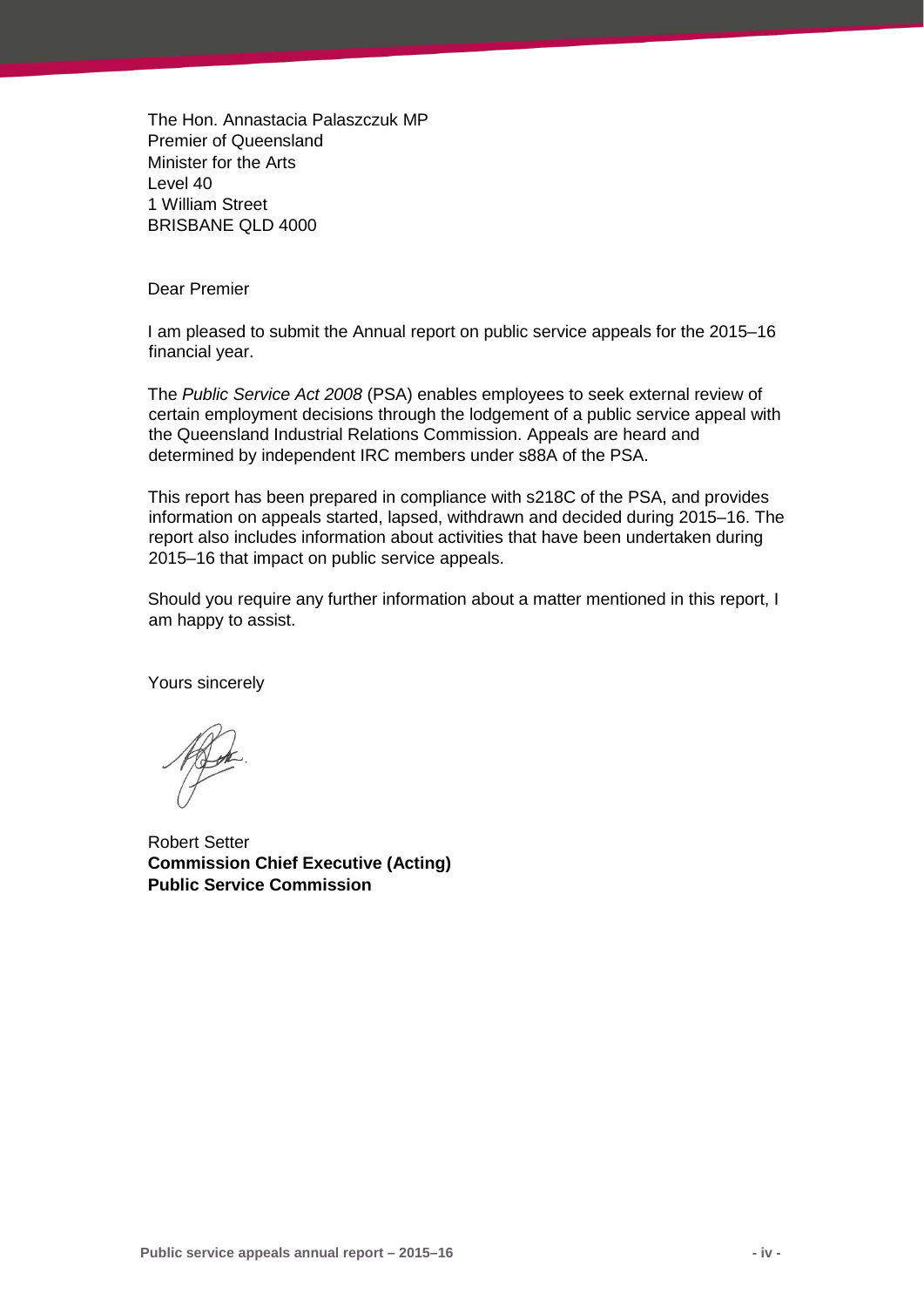The Hon. Annastacia Palaszczuk MP
Premier of Queensland
Minister for the Arts
Level 40
1 William Street
BRISBANE QLD 4000

Dear Premier

I am pleased to submit the Annual report on public service appeals for the 2015–16 financial year.

The *Public Service Act 2008* (PSA) enables employees to seek external review of certain employment decisions through the lodgement of a public service appeal with the Queensland Industrial Relations Commission. Appeals are heard and determined by independent IRC members under s88A of the PSA.

This report has been prepared in compliance with s218C of the PSA, and provides information on appeals started, lapsed, withdrawn and decided during 2015–16. The report also includes information about activities that have been undertaken during 2015–16 that impact on public service appeals.

Should you require any further information about a matter mentioned in this report, I am happy to assist.

Yours sincerely

Robert Setter
**Commission Chief Executive (Acting)**
**Public Service Commission**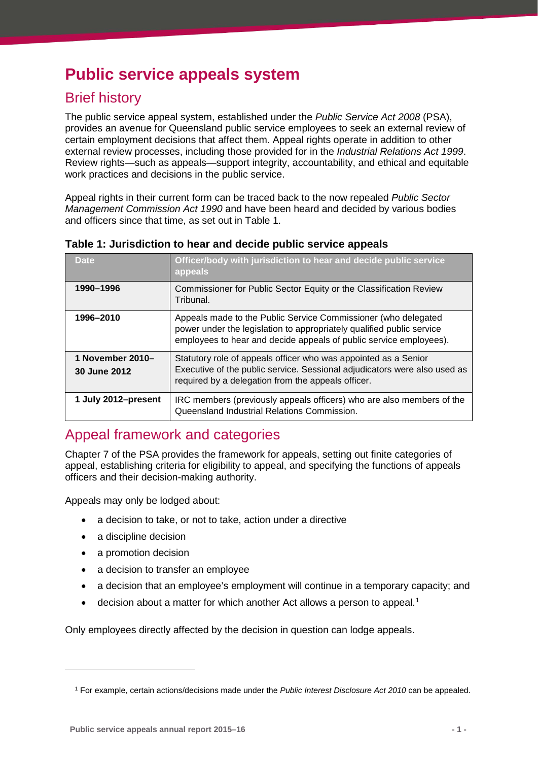# Public service appeals system

## Brief history

The public service appeal system, established under the *Public Service Act 2008* (PSA), provides an avenue for Queensland public service employees to seek an external review of certain employment decisions that affect them. Appeal rights operate in addition to other external review processes, including those provided for in the *Industrial Relations Act 1999*. Review rights—such as appeals—support integrity, accountability, and ethical and equitable work practices and decisions in the public service.

Appeal rights in their current form can be traced back to the now repealed *Public Sector Management Commission Act 1990* and have been heard and decided by various bodies and officers since that time, as set out in Table 1.

**Table 1: Jurisdiction to hear and decide public service appeals**

| Date | Officer/body with jurisdiction to hear and decide public service appeals |
|---|---|
| **1990–1996** | Commissioner for Public Sector Equity or the Classification Review Tribunal. |
| **1996–2010** | Appeals made to the Public Service Commissioner (who delegated power under the legislation to appropriately qualified public service employees to hear and decide appeals of public service employees). |
| **1 November 2010–30 June 2012** | Statutory role of appeals officer who was appointed as a Senior Executive of the public service. Sessional adjudicators were also used as required by a delegation from the appeals officer. |
| **1 July 2012–present** | IRC members (previously appeals officers) who are also members of the Queensland Industrial Relations Commission. |

## Appeal framework and categories

Chapter 7 of the PSA provides the framework for appeals, setting out finite categories of appeal, establishing criteria for eligibility to appeal, and specifying the functions of appeals officers and their decision-making authority.

Appeals may only be lodged about:

- a decision to take, or not to take, action under a directive
- a discipline decision
- a promotion decision
- a decision to transfer an employee
- a decision that an employee's employment will continue in a temporary capacity; and
- decision about a matter for which another Act allows a person to appeal.[1]

Only employees directly affected by the decision in question can lodge appeals.

---

[1] For example, certain actions/decisions made under the *Public Interest Disclosure Act 2010* can be appealed.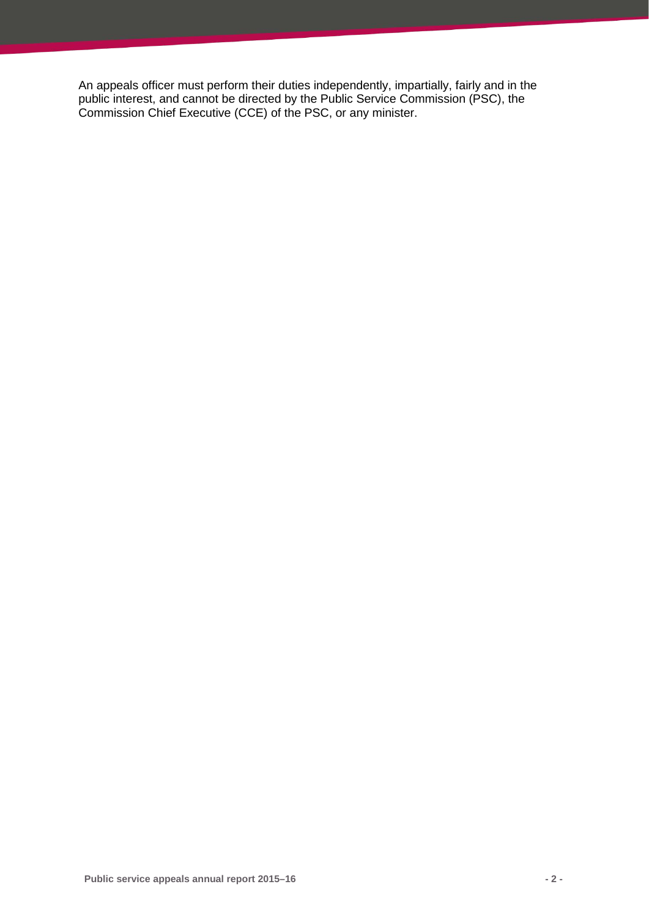An appeals officer must perform their duties independently, impartially, fairly and in the public interest, and cannot be directed by the Public Service Commission (PSC), the Commission Chief Executive (CCE) of the PSC, or any minister.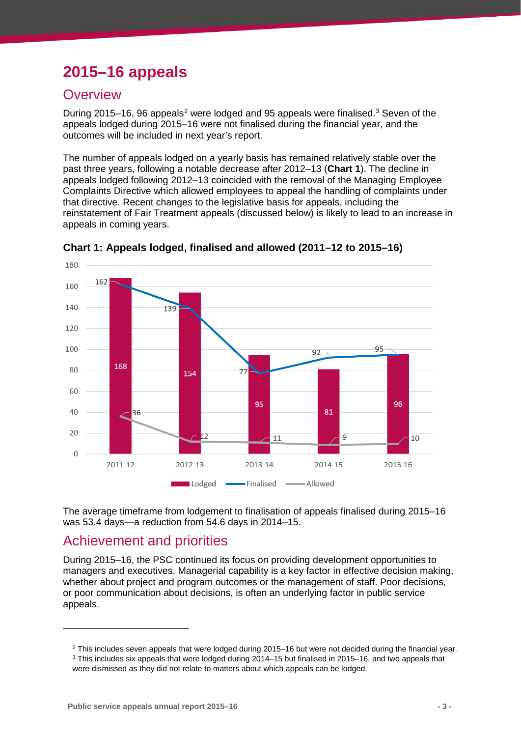# 2015–16 appeals

## Overview

During 2015–16, 96 appeals[2] were lodged and 95 appeals were finalised.[3] Seven of the appeals lodged during 2015–16 were not finalised during the financial year, and the outcomes will be included in next year's report.

The number of appeals lodged on a yearly basis has remained relatively stable over the past three years, following a notable decrease after 2012–13 (**Chart 1**). The decline in appeals lodged following 2012–13 coincided with the removal of the Managing Employee Complaints Directive which allowed employees to appeal the handling of complaints under that directive. Recent changes to the legislative basis for appeals, including the reinstatement of Fair Treatment appeals (discussed below) is likely to lead to an increase in appeals in coming years.

**Chart 1: Appeals lodged, finalised and allowed (2011–12 to 2015–16)**

| | 2011-12 | 2012-13 | 2013-14 | 2014-15 | 2015-16 |
|---|---|---|---|---|---|
| Lodged | 168 | 154 | 95 | 81 | 96 |
| Finalised | 162 | 139 | 77 | 92 | 95 |
| Allowed | 36 | 12 | 11 | 9 | 10 |

The average timeframe from lodgement to finalisation of appeals finalised during 2015–16 was 53.4 days—a reduction from 54.6 days in 2014–15.

## Achievement and priorities

During 2015–16, the PSC continued its focus on providing development opportunities to managers and executives. Managerial capability is a key factor in effective decision making, whether about project and program outcomes or the management of staff. Poor decisions, or poor communication about decisions, is often an underlying factor in public service appeals.

---

[2] This includes seven appeals that were lodged during 2015–16 but were not decided during the financial year.

[3] This includes six appeals that were lodged during 2014–15 but finalised in 2015–16, and two appeals that were dismissed as they did not relate to matters about which appeals can be lodged.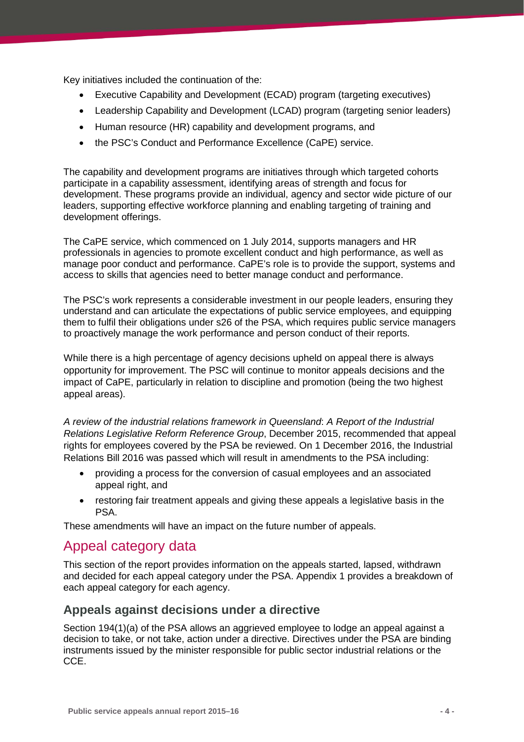Key initiatives included the continuation of the:

- Executive Capability and Development (ECAD) program (targeting executives)
- Leadership Capability and Development (LCAD) program (targeting senior leaders)
- Human resource (HR) capability and development programs, and
- the PSC's Conduct and Performance Excellence (CaPE) service.

The capability and development programs are initiatives through which targeted cohorts participate in a capability assessment, identifying areas of strength and focus for development. These programs provide an individual, agency and sector wide picture of our leaders, supporting effective workforce planning and enabling targeting of training and development offerings.

The CaPE service, which commenced on 1 July 2014, supports managers and HR professionals in agencies to promote excellent conduct and high performance, as well as manage poor conduct and performance. CaPE's role is to provide the support, systems and access to skills that agencies need to better manage conduct and performance.

The PSC's work represents a considerable investment in our people leaders, ensuring they understand and can articulate the expectations of public service employees, and equipping them to fulfil their obligations under s26 of the PSA, which requires public service managers to proactively manage the work performance and person conduct of their reports.

While there is a high percentage of agency decisions upheld on appeal there is always opportunity for improvement. The PSC will continue to monitor appeals decisions and the impact of CaPE, particularly in relation to discipline and promotion (being the two highest appeal areas).

*A review of the industrial relations framework in Queensland*: *A Report of the Industrial Relations Legislative Reform Reference Group*, December 2015, recommended that appeal rights for employees covered by the PSA be reviewed. On 1 December 2016, the Industrial Relations Bill 2016 was passed which will result in amendments to the PSA including:

- providing a process for the conversion of casual employees and an associated appeal right, and
- restoring fair treatment appeals and giving these appeals a legislative basis in the PSA.

These amendments will have an impact on the future number of appeals.

## Appeal category data

This section of the report provides information on the appeals started, lapsed, withdrawn and decided for each appeal category under the PSA. Appendix 1 provides a breakdown of each appeal category for each agency.

### Appeals against decisions under a directive

Section 194(1)(a) of the PSA allows an aggrieved employee to lodge an appeal against a decision to take, or not take, action under a directive. Directives under the PSA are binding instruments issued by the minister responsible for public sector industrial relations or the CCE.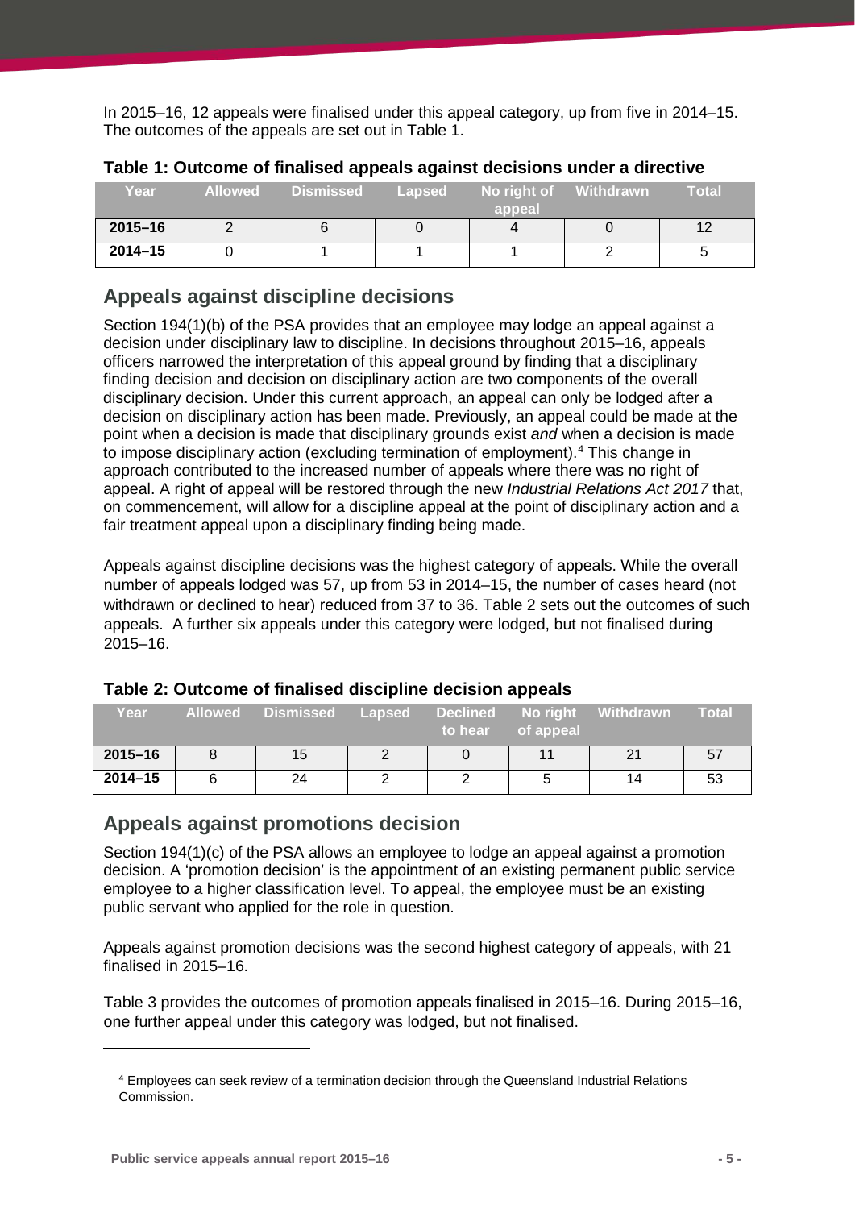In 2015–16, 12 appeals were finalised under this appeal category, up from five in 2014–15. The outcomes of the appeals are set out in Table 1.

**Table 1: Outcome of finalised appeals against decisions under a directive**

| Year | Allowed | Dismissed | Lapsed | No right of appeal | Withdrawn | Total |
|---|---|---|---|---|---|---|
| **2015–16** | 2 | 6 | 0 | 4 | 0 | 12 |
| **2014–15** | 0 | 1 | 1 | 1 | 2 | 5 |

## Appeals against discipline decisions

Section 194(1)(b) of the PSA provides that an employee may lodge an appeal against a decision under disciplinary law to discipline. In decisions throughout 2015–16, appeals officers narrowed the interpretation of this appeal ground by finding that a disciplinary finding decision and decision on disciplinary action are two components of the overall disciplinary decision. Under this current approach, an appeal can only be lodged after a decision on disciplinary action has been made. Previously, an appeal could be made at the point when a decision is made that disciplinary grounds exist *and* when a decision is made to impose disciplinary action (excluding termination of employment).[4] This change in approach contributed to the increased number of appeals where there was no right of appeal. A right of appeal will be restored through the new *Industrial Relations Act 2017* that, on commencement, will allow for a discipline appeal at the point of disciplinary action and a fair treatment appeal upon a disciplinary finding being made.

Appeals against discipline decisions was the highest category of appeals. While the overall number of appeals lodged was 57, up from 53 in 2014–15, the number of cases heard (not withdrawn or declined to hear) reduced from 37 to 36. Table 2 sets out the outcomes of such appeals. A further six appeals under this category were lodged, but not finalised during 2015–16.

**Table 2: Outcome of finalised discipline decision appeals**

| Year | Allowed | Dismissed | Lapsed | Declined to hear | No right of appeal | Withdrawn | Total |
|---|---|---|---|---|---|---|---|
| **2015–16** | 8 | 15 | 2 | 0 | 11 | 21 | 57 |
| **2014–15** | 6 | 24 | 2 | 2 | 5 | 14 | 53 |

## Appeals against promotions decision

Section 194(1)(c) of the PSA allows an employee to lodge an appeal against a promotion decision. A 'promotion decision' is the appointment of an existing permanent public service employee to a higher classification level. To appeal, the employee must be an existing public servant who applied for the role in question.

Appeals against promotion decisions was the second highest category of appeals, with 21 finalised in 2015–16.

Table 3 provides the outcomes of promotion appeals finalised in 2015–16. During 2015–16, one further appeal under this category was lodged, but not finalised.

---

[4] Employees can seek review of a termination decision through the Queensland Industrial Relations Commission.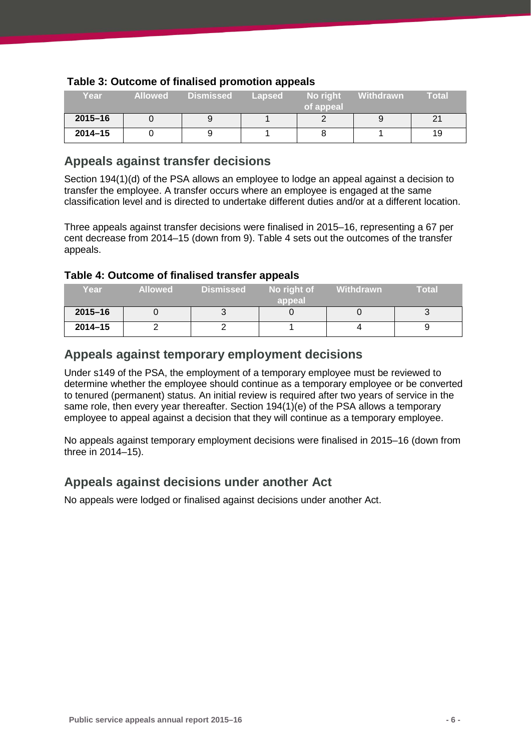**Table 3: Outcome of finalised promotion appeals**

| Year | Allowed | Dismissed | Lapsed | No right of appeal | Withdrawn | Total |
|---|---|---|---|---|---|---|
| **2015–16** | 0 | 9 | 1 | 2 | 9 | 21 |
| **2014–15** | 0 | 9 | 1 | 8 | 1 | 19 |

## Appeals against transfer decisions

Section 194(1)(d) of the PSA allows an employee to lodge an appeal against a decision to transfer the employee. A transfer occurs where an employee is engaged at the same classification level and is directed to undertake different duties and/or at a different location.

Three appeals against transfer decisions were finalised in 2015–16, representing a 67 per cent decrease from 2014–15 (down from 9). Table 4 sets out the outcomes of the transfer appeals.

**Table 4: Outcome of finalised transfer appeals**

| Year | Allowed | Dismissed | No right of appeal | Withdrawn | Total |
|---|---|---|---|---|---|
| **2015–16** | 0 | 3 | 0 | 0 | 3 |
| **2014–15** | 2 | 2 | 1 | 4 | 9 |

## Appeals against temporary employment decisions

Under s149 of the PSA, the employment of a temporary employee must be reviewed to determine whether the employee should continue as a temporary employee or be converted to tenured (permanent) status. An initial review is required after two years of service in the same role, then every year thereafter. Section 194(1)(e) of the PSA allows a temporary employee to appeal against a decision that they will continue as a temporary employee.

No appeals against temporary employment decisions were finalised in 2015–16 (down from three in 2014–15).

## Appeals against decisions under another Act

No appeals were lodged or finalised against decisions under another Act.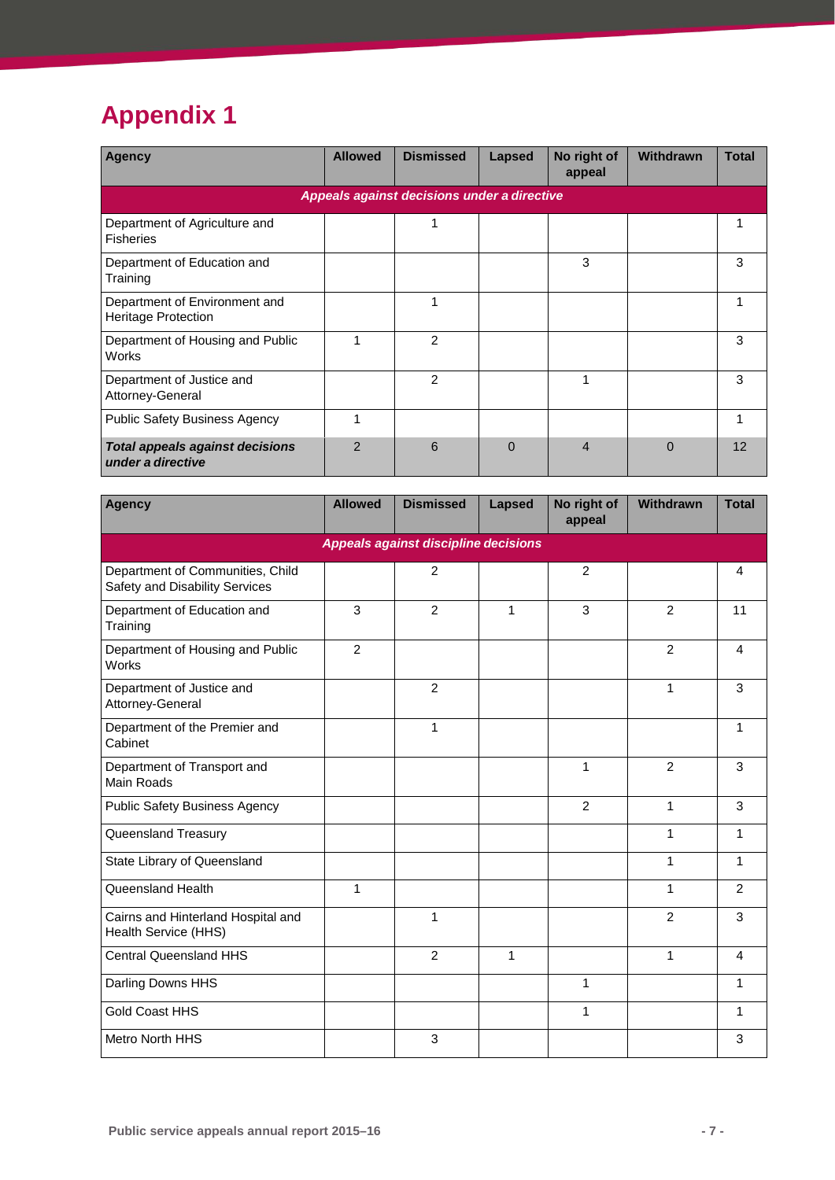# Appendix 1

| Agency | Allowed | Dismissed | Lapsed | No right of appeal | Withdrawn | Total |
|---|---|---|---|---|---|---|
| ***Appeals against decisions under a directive*** | | | | | | |
| Department of Agriculture and Fisheries | | 1 | | | | 1 |
| Department of Education and Training | | | | 3 | | 3 |
| Department of Environment and Heritage Protection | | 1 | | | | 1 |
| Department of Housing and Public Works | 1 | 2 | | | | 3 |
| Department of Justice and Attorney-General | | 2 | | 1 | | 3 |
| Public Safety Business Agency | 1 | | | | | 1 |
| ***Total appeals against decisions under a directive*** | 2 | 6 | 0 | 4 | 0 | 12 |

| Agency | Allowed | Dismissed | Lapsed | No right of appeal | Withdrawn | Total |
|---|---|---|---|---|---|---|
| ***Appeals against discipline decisions*** | | | | | | |
| Department of Communities, Child Safety and Disability Services | | 2 | | 2 | | 4 |
| Department of Education and Training | 3 | 2 | 1 | 3 | 2 | 11 |
| Department of Housing and Public Works | 2 | | | | 2 | 4 |
| Department of Justice and Attorney-General | | 2 | | | 1 | 3 |
| Department of the Premier and Cabinet | | 1 | | | | 1 |
| Department of Transport and Main Roads | | | | 1 | 2 | 3 |
| Public Safety Business Agency | | | | 2 | 1 | 3 |
| Queensland Treasury | | | | | 1 | 1 |
| State Library of Queensland | | | | | 1 | 1 |
| Queensland Health | 1 | | | | 1 | 2 |
| Cairns and Hinterland Hospital and Health Service (HHS) | | 1 | | | 2 | 3 |
| Central Queensland HHS | | 2 | 1 | | 1 | 4 |
| Darling Downs HHS | | | | 1 | | 1 |
| Gold Coast HHS | | | | 1 | | 1 |
| Metro North HHS | | 3 | | | | 3 |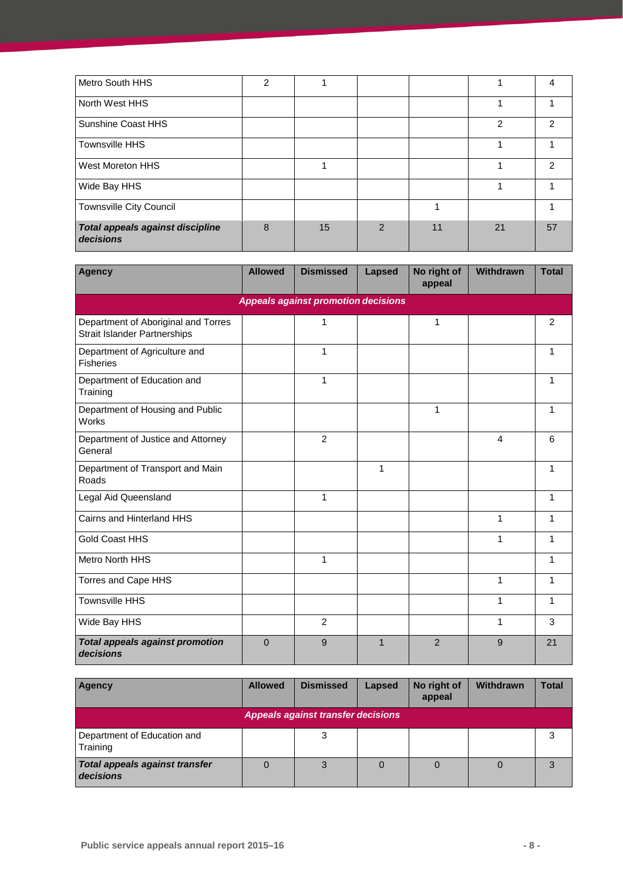| | | | | | | |
|---|---|---|---|---|---|---|
| Metro South HHS | 2 | 1 | | | 1 | 4 |
| North West HHS | | | | | 1 | 1 |
| Sunshine Coast HHS | | | | | 2 | 2 |
| Townsville HHS | | | | | 1 | 1 |
| West Moreton HHS | | 1 | | | 1 | 2 |
| Wide Bay HHS | | | | | 1 | 1 |
| Townsville City Council | | | | 1 | | 1 |
| ***Total appeals against discipline decisions*** | 8 | 15 | 2 | 11 | 21 | 57 |

| Agency | Allowed | Dismissed | Lapsed | No right of appeal | Withdrawn | Total |
|---|---|---|---|---|---|---|
| ***Appeals against promotion decisions*** | | | | | | |
| Department of Aboriginal and Torres Strait Islander Partnerships | | 1 | | 1 | | 2 |
| Department of Agriculture and Fisheries | | 1 | | | | 1 |
| Department of Education and Training | | 1 | | | | 1 |
| Department of Housing and Public Works | | | | 1 | | 1 |
| Department of Justice and Attorney General | | 2 | | | 4 | 6 |
| Department of Transport and Main Roads | | | 1 | | | 1 |
| Legal Aid Queensland | | 1 | | | | 1 |
| Cairns and Hinterland HHS | | | | | 1 | 1 |
| Gold Coast HHS | | | | | 1 | 1 |
| Metro North HHS | | 1 | | | | 1 |
| Torres and Cape HHS | | | | | 1 | 1 |
| Townsville HHS | | | | | 1 | 1 |
| Wide Bay HHS | | 2 | | | 1 | 3 |
| ***Total appeals against promotion decisions*** | 0 | 9 | 1 | 2 | 9 | 21 |

| Agency | Allowed | Dismissed | Lapsed | No right of appeal | Withdrawn | Total |
|---|---|---|---|---|---|---|
| ***Appeals against transfer decisions*** | | | | | | |
| Department of Education and Training | | 3 | | | | 3 |
| ***Total appeals against transfer decisions*** | 0 | 3 | 0 | 0 | 0 | 3 |